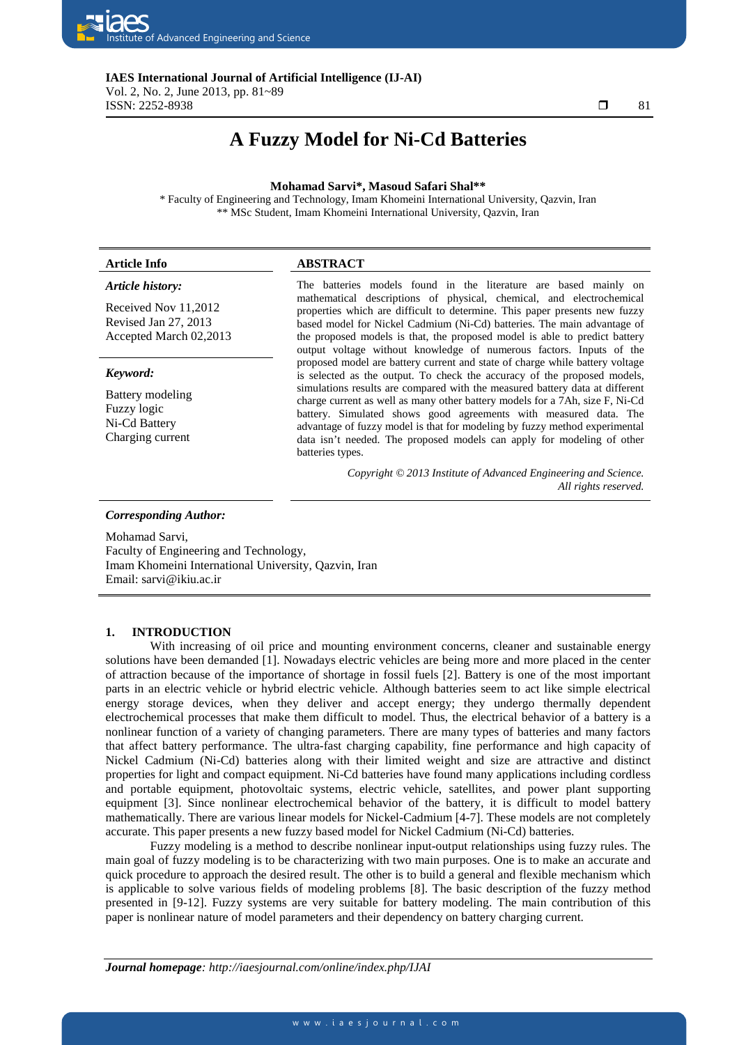# A Fuzzy Model for Ni-Cd Batteries

**Mohamad Sarvi\*, Masoud Safari Shal\*\***

\* Faculty of Engineering and Technology, Imam Khomeini International University, Qazvin, Iran
\*\* MSc Student, Imam Khomeini International University, Qazvin, Iran

**Article Info**

*Article history:*

Received Nov 11,2012
Revised Jan 27, 2013
Accepted March 02,2013

*Keyword:*

Battery modeling
Fuzzy logic
Ni-Cd Battery
Charging current

**ABSTRACT**

The batteries models found in the literature are based mainly on mathematical descriptions of physical, chemical, and electrochemical properties which are difficult to determine. This paper presents new fuzzy based model for Nickel Cadmium (Ni-Cd) batteries. The main advantage of the proposed models is that, the proposed model is able to predict battery output voltage without knowledge of numerous factors. Inputs of the proposed model are battery current and state of charge while battery voltage is selected as the output. To check the accuracy of the proposed models, simulations results are compared with the measured battery data at different charge current as well as many other battery models for a 7Ah, size F, Ni-Cd battery. Simulated shows good agreements with measured data. The advantage of fuzzy model is that for modeling by fuzzy method experimental data isn't needed. The proposed models can apply for modeling of other batteries types.

*Copyright © 2013 Institute of Advanced Engineering and Science.*
*All rights reserved.*

*Corresponding Author:*

Mohamad Sarvi,
Faculty of Engineering and Technology,
Imam Khomeini International University, Qazvin, Iran
Email: sarvi@ikiu.ac.ir

## 1. INTRODUCTION

With increasing of oil price and mounting environment concerns, cleaner and sustainable energy solutions have been demanded [1]. Nowadays electric vehicles are being more and more placed in the center of attraction because of the importance of shortage in fossil fuels [2]. Battery is one of the most important parts in an electric vehicle or hybrid electric vehicle. Although batteries seem to act like simple electrical energy storage devices, when they deliver and accept energy; they undergo thermally dependent electrochemical processes that make them difficult to model. Thus, the electrical behavior of a battery is a nonlinear function of a variety of changing parameters. There are many types of batteries and many factors that affect battery performance. The ultra-fast charging capability, fine performance and high capacity of Nickel Cadmium (Ni-Cd) batteries along with their limited weight and size are attractive and distinct properties for light and compact equipment. Ni-Cd batteries have found many applications including cordless and portable equipment, photovoltaic systems, electric vehicle, satellites, and power plant supporting equipment [3]. Since nonlinear electrochemical behavior of the battery, it is difficult to model battery mathematically. There are various linear models for Nickel-Cadmium [4-7]. These models are not completely accurate. This paper presents a new fuzzy based model for Nickel Cadmium (Ni-Cd) batteries.

Fuzzy modeling is a method to describe nonlinear input-output relationships using fuzzy rules. The main goal of fuzzy modeling is to be characterizing with two main purposes. One is to make an accurate and quick procedure to approach the desired result. The other is to build a general and flexible mechanism which is applicable to solve various fields of modeling problems [8]. The basic description of the fuzzy method presented in [9-12]. Fuzzy systems are very suitable for battery modeling. The main contribution of this paper is nonlinear nature of model parameters and their dependency on battery charging current.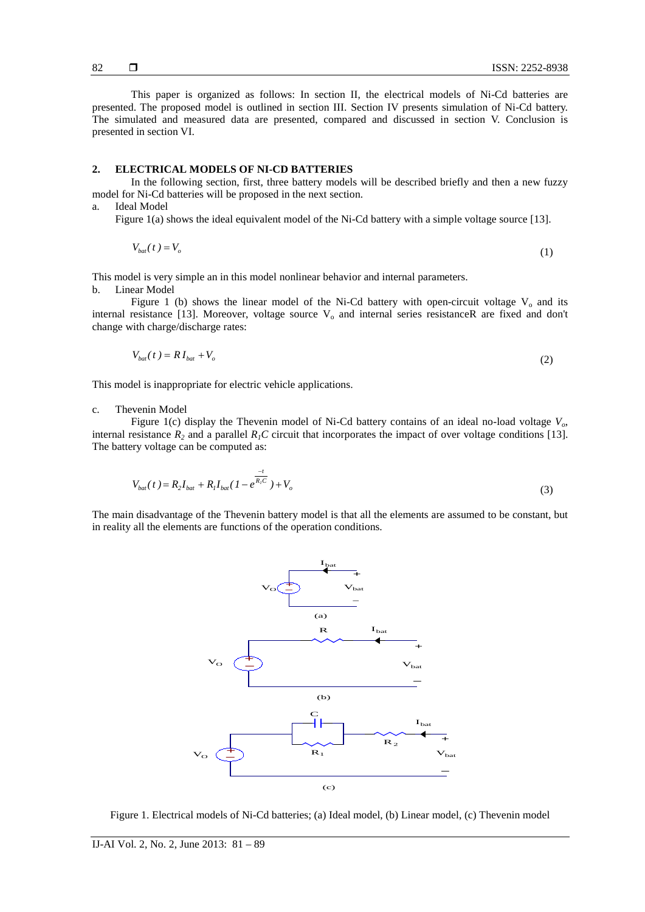This paper is organized as follows: In section II, the electrical models of Ni-Cd batteries are presented. The proposed model is outlined in section III. Section IV presents simulation of Ni-Cd battery. The simulated and measured data are presented, compared and discussed in section V. Conclusion is presented in section VI.

## 2. ELECTRICAL MODELS OF NI-CD BATTERIES

In the following section, first, three battery models will be described briefly and then a new fuzzy model for Ni-Cd batteries will be proposed in the next section.

a. Ideal Model

Figure 1(a) shows the ideal equivalent model of the Ni-Cd battery with a simple voltage source [13].

$$V_{bat}(t) = V_o \tag{1}$$

This model is very simple an in this model nonlinear behavior and internal parameters.

b. Linear Model

Figure 1 (b) shows the linear model of the Ni-Cd battery with open-circuit voltage $V_o$ and its internal resistance [13]. Moreover, voltage source $V_o$ and internal series resistanceR are fixed and don't change with charge/discharge rates:

$$V_{bat}(t) = R\,I_{bat} + V_o \tag{2}$$

This model is inappropriate for electric vehicle applications.

c. Thevenin Model

Figure 1(c) display the Thevenin model of Ni-Cd battery contains of an ideal no-load voltage $V_o$, internal resistance $R_2$ and a parallel $R_1C$ circuit that incorporates the impact of over voltage conditions [13]. The battery voltage can be computed as:

$$V_{bat}(t) = R_2 I_{bat} + R_1 I_{bat}\left(1 - e^{\frac{-t}{R_1 C}}\right) + V_o \tag{3}$$

The main disadvantage of the Thevenin battery model is that all the elements are assumed to be constant, but in reality all the elements are functions of the operation conditions.

Figure 1. Electrical models of Ni-Cd batteries; (a) Ideal model, (b) Linear model, (c) Thevenin model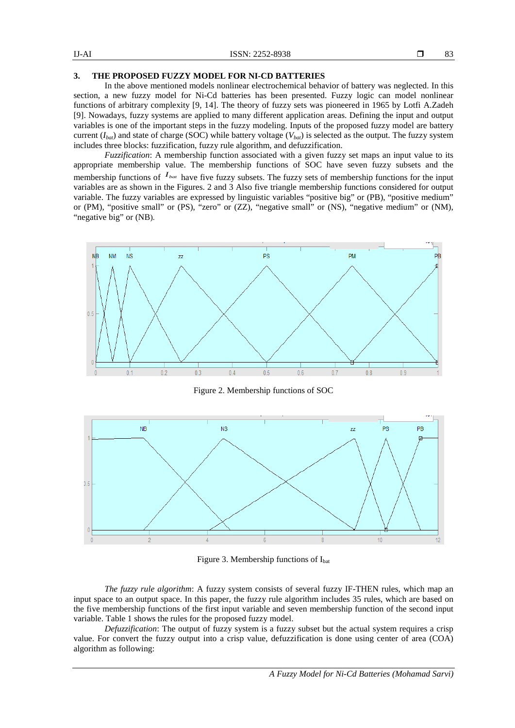## 3. THE PROPOSED FUZZY MODEL FOR NI-CD BATTERIES

In the above mentioned models nonlinear electrochemical behavior of battery was neglected. In this section, a new fuzzy model for Ni-Cd batteries has been presented. Fuzzy logic can model nonlinear functions of arbitrary complexity [9, 14]. The theory of fuzzy sets was pioneered in 1965 by Lotfi A.Zadeh [9]. Nowadays, fuzzy systems are applied to many different application areas. Defining the input and output variables is one of the important steps in the fuzzy modeling. Inputs of the proposed fuzzy model are battery current ($I_{bat}$) and state of charge (SOC) while battery voltage ($V_{bat}$) is selected as the output. The fuzzy system includes three blocks: fuzzification, fuzzy rule algorithm, and defuzzification.

*Fuzzification*: A membership function associated with a given fuzzy set maps an input value to its appropriate membership value. The membership functions of SOC have seven fuzzy subsets and the membership functions of $I_{bat}$ have five fuzzy subsets. The fuzzy sets of membership functions for the input variables are as shown in the Figures. 2 and 3 Also five triangle membership functions considered for output variable. The fuzzy variables are expressed by linguistic variables "positive big" or (PB), "positive medium" or (PM), "positive small" or (PS), "zero" or (ZZ), "negative small" or (NS), "negative medium" or (NM), "negative big" or (NB).

Figure 2. Membership functions of SOC

Figure 3. Membership functions of $I_{bat}$

*The fuzzy rule algorithm*: A fuzzy system consists of several fuzzy IF-THEN rules, which map an input space to an output space. In this paper, the fuzzy rule algorithm includes 35 rules, which are based on the five membership functions of the first input variable and seven membership function of the second input variable. Table 1 shows the rules for the proposed fuzzy model.

*Defuzzification*: The output of fuzzy system is a fuzzy subset but the actual system requires a crisp value. For convert the fuzzy output into a crisp value, defuzzification is done using center of area (COA) algorithm as following: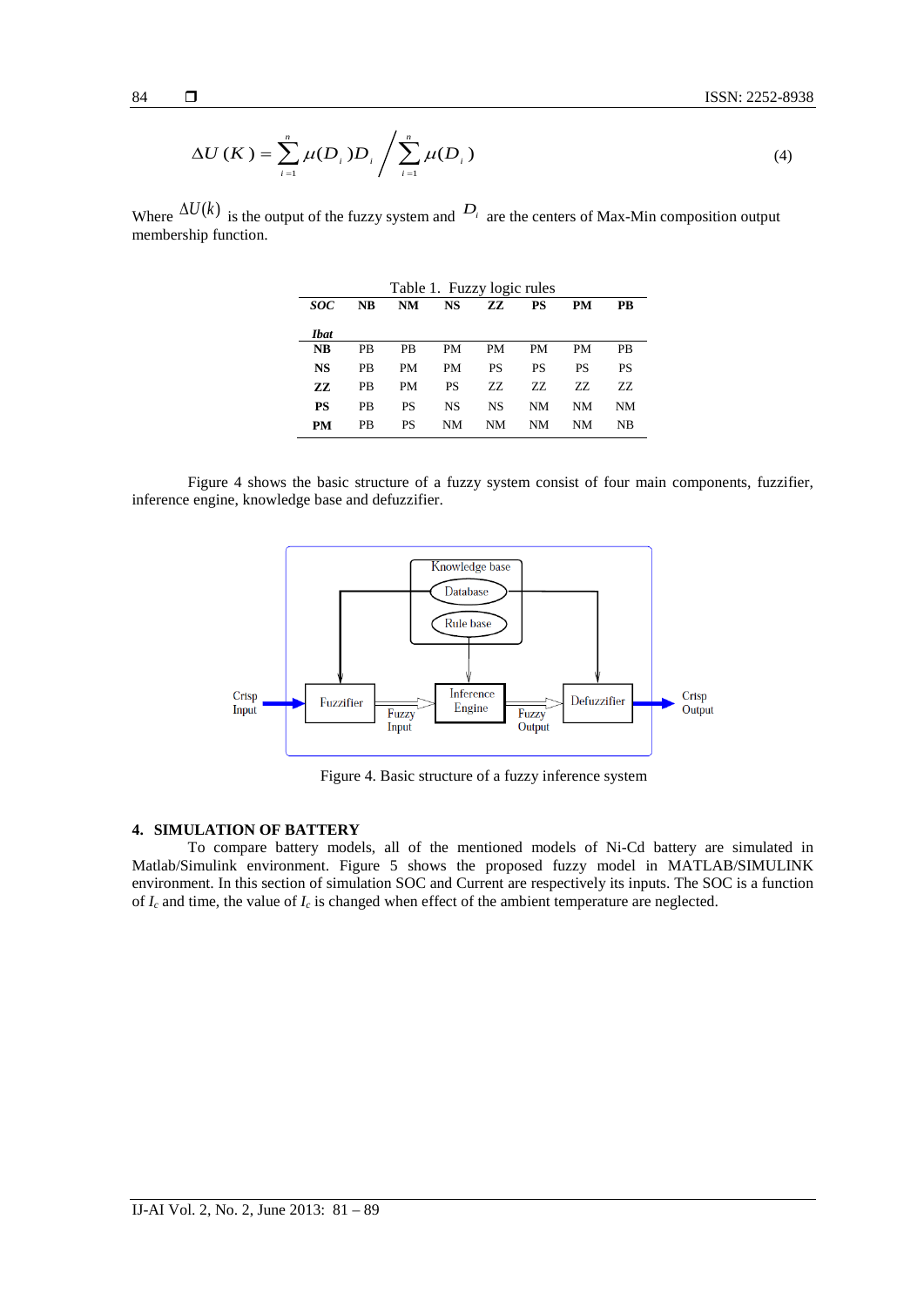$$\Delta U(K) = \sum_{i=1}^{n} \mu(D_i) D_i \Big/ \sum_{i=1}^{n} \mu(D_i) \tag{4}$$

Where $\Delta U(k)$ is the output of the fuzzy system and $D_i$ are the centers of Max-Min composition output membership function.

Table 1. Fuzzy logic rules

| ***SOC*** / ***Ibat*** | **NB** | **NM** | **NS** | **ZZ** | **PS** | **PM** | **PB** |
|---|---|---|---|---|---|---|---|
| **NB** | PB | PB | PM | PM | PM | PM | PB |
| **NS** | PB | PM | PM | PS | PS | PS | PS |
| **ZZ** | PB | PM | PS | ZZ | ZZ | ZZ | ZZ |
| **PS** | PB | PS | NS | NS | NM | NM | NM |
| **PM** | PB | PS | NM | NM | NM | NM | NB |

Figure 4 shows the basic structure of a fuzzy system consist of four main components, fuzzifier, inference engine, knowledge base and defuzzifier.

Figure 4. Basic structure of a fuzzy inference system

## 4. SIMULATION OF BATTERY

To compare battery models, all of the mentioned models of Ni-Cd battery are simulated in Matlab/Simulink environment. Figure 5 shows the proposed fuzzy model in MATLAB/SIMULINK environment. In this section of simulation SOC and Current are respectively its inputs. The SOC is a function of $I_c$ and time, the value of $I_c$ is changed when effect of the ambient temperature are neglected.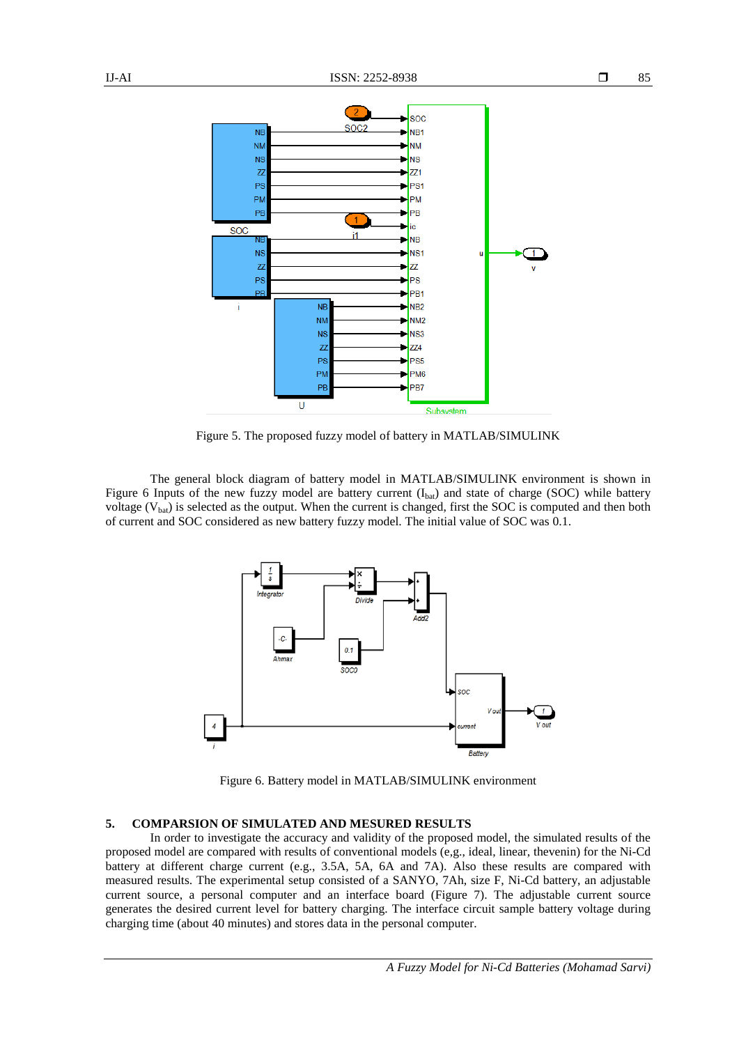Figure 5. The proposed fuzzy model of battery in MATLAB/SIMULINK

The general block diagram of battery model in MATLAB/SIMULINK environment is shown in Figure 6 Inputs of the new fuzzy model are battery current ($I_{bat}$) and state of charge (SOC) while battery voltage ($V_{bat}$) is selected as the output. When the current is changed, first the SOC is computed and then both of current and SOC considered as new battery fuzzy model. The initial value of SOC was 0.1.

Figure 6. Battery model in MATLAB/SIMULINK environment

## 5. COMPARSION OF SIMULATED AND MESURED RESULTS

In order to investigate the accuracy and validity of the proposed model, the simulated results of the proposed model are compared with results of conventional models (e.g., ideal, linear, thevenin) for the Ni-Cd battery at different charge current (e.g., 3.5A, 5A, 6A and 7A). Also these results are compared with measured results. The experimental setup consisted of a SANYO, 7Ah, size F, Ni-Cd battery, an adjustable current source, a personal computer and an interface board (Figure 7). The adjustable current source generates the desired current level for battery charging. The interface circuit sample battery voltage during charging time (about 40 minutes) and stores data in the personal computer.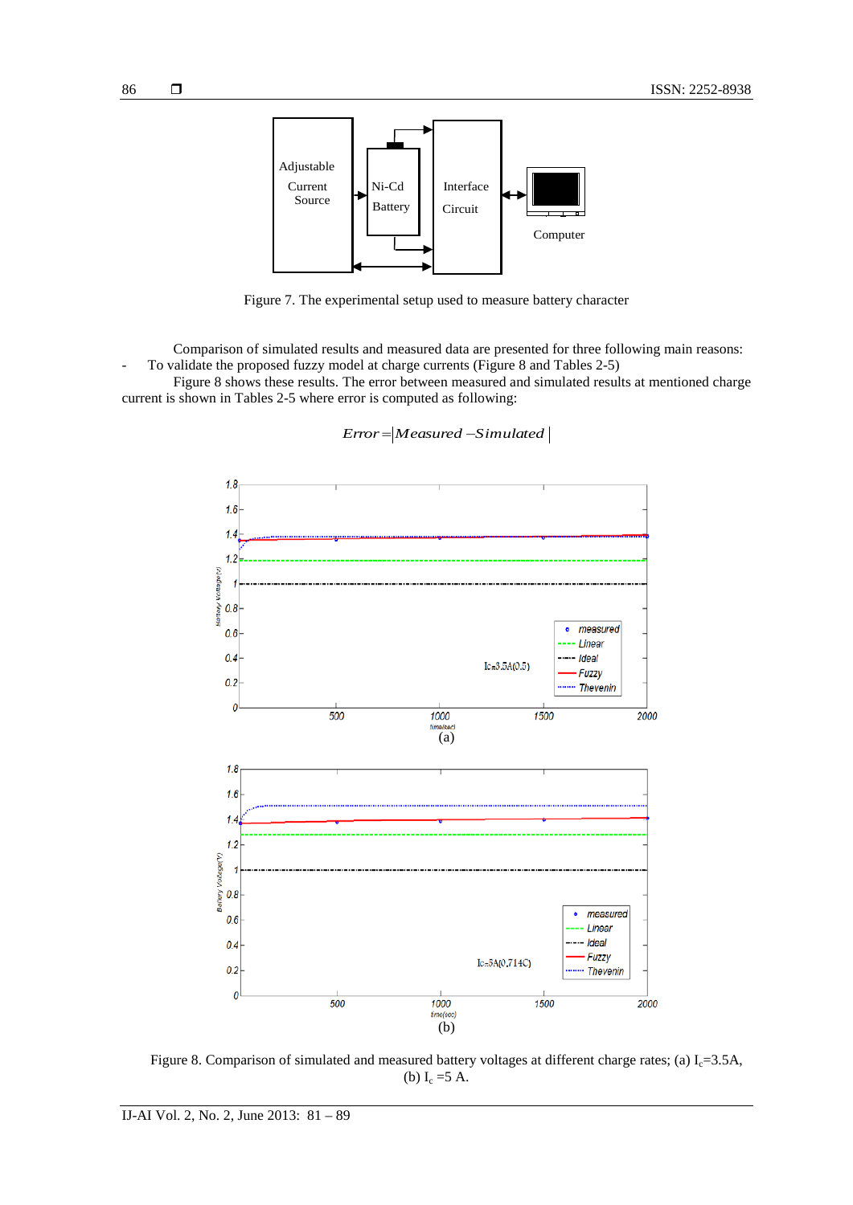Figure 7. The experimental setup used to measure battery character

Comparison of simulated results and measured data are presented for three following main reasons:

- To validate the proposed fuzzy model at charge currents (Figure 8 and Tables 2-5)

Figure 8 shows these results. The error between measured and simulated results at mentioned charge current is shown in Tables 2-5 where error is computed as following:

$$Error = |Measured - Simulated|$$

Figure 8. Comparison of simulated and measured battery voltages at different charge rates; (a) $I_c$=3.5A, (b) $I_c$ =5 A.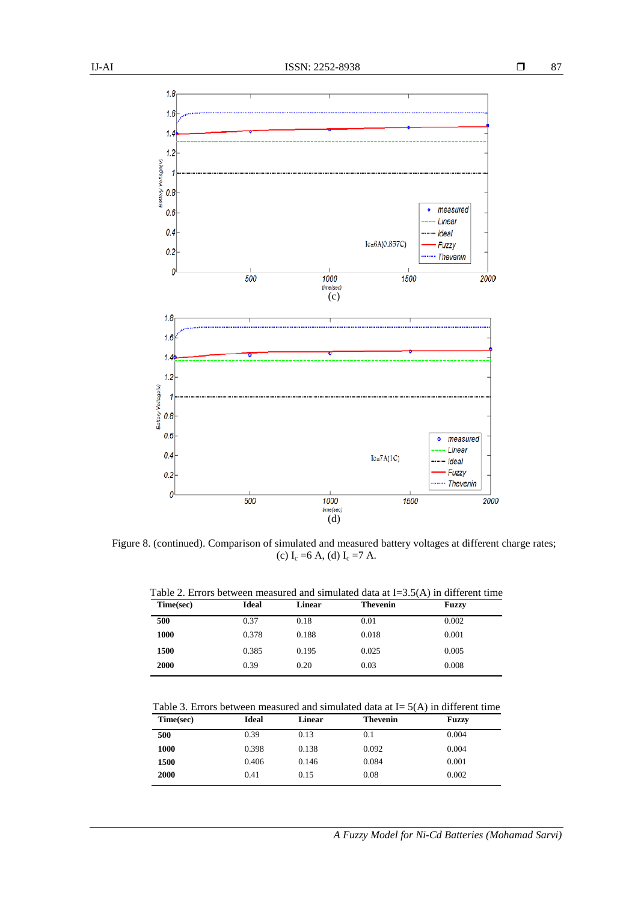Figure 8. (continued). Comparison of simulated and measured battery voltages at different charge rates; (c) $I_c$ =6 A, (d) $I_c$ =7 A.

Table 2. Errors between measured and simulated data at I=3.5(A) in different time

| Time(sec) | Ideal | Linear | Thevenin | Fuzzy |
|---|---|---|---|---|
| 500 | 0.37 | 0.18 | 0.01 | 0.002 |
| 1000 | 0.378 | 0.188 | 0.018 | 0.001 |
| 1500 | 0.385 | 0.195 | 0.025 | 0.005 |
| 2000 | 0.39 | 0.20 | 0.03 | 0.008 |

Table 3. Errors between measured and simulated data at I= 5(A) in different time

| Time(sec) | Ideal | Linear | Thevenin | Fuzzy |
|---|---|---|---|---|
| 500 | 0.39 | 0.13 | 0.1 | 0.004 |
| 1000 | 0.398 | 0.138 | 0.092 | 0.004 |
| 1500 | 0.406 | 0.146 | 0.084 | 0.001 |
| 2000 | 0.41 | 0.15 | 0.08 | 0.002 |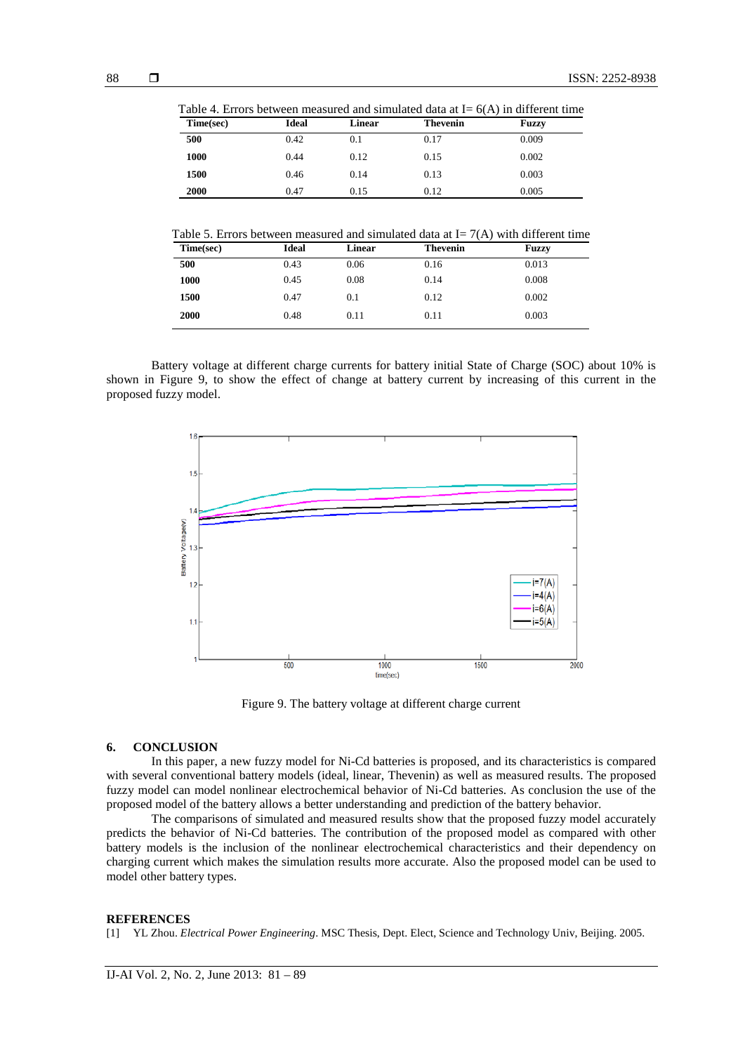Table 4. Errors between measured and simulated data at I= 6(A) in different time

| Time(sec) | Ideal | Linear | Thevenin | Fuzzy |
|---|---|---|---|---|
| **500** | 0.42 | 0.1 | 0.17 | 0.009 |
| **1000** | 0.44 | 0.12 | 0.15 | 0.002 |
| **1500** | 0.46 | 0.14 | 0.13 | 0.003 |
| **2000** | 0.47 | 0.15 | 0.12 | 0.005 |

Table 5. Errors between measured and simulated data at I= 7(A) with different time

| Time(sec) | Ideal | Linear | Thevenin | Fuzzy |
|---|---|---|---|---|
| **500** | 0.43 | 0.06 | 0.16 | 0.013 |
| **1000** | 0.45 | 0.08 | 0.14 | 0.008 |
| **1500** | 0.47 | 0.1 | 0.12 | 0.002 |
| **2000** | 0.48 | 0.11 | 0.11 | 0.003 |

Battery voltage at different charge currents for battery initial State of Charge (SOC) about 10% is shown in Figure 9, to show the effect of change at battery current by increasing of this current in the proposed fuzzy model.

Figure 9. The battery voltage at different charge current

## 6. CONCLUSION

In this paper, a new fuzzy model for Ni-Cd batteries is proposed, and its characteristics is compared with several conventional battery models (ideal, linear, Thevenin) as well as measured results. The proposed fuzzy model can model nonlinear electrochemical behavior of Ni-Cd batteries. As conclusion the use of the proposed model of the battery allows a better understanding and prediction of the battery behavior.

The comparisons of simulated and measured results show that the proposed fuzzy model accurately predicts the behavior of Ni-Cd batteries. The contribution of the proposed model as compared with other battery models is the inclusion of the nonlinear electrochemical characteristics and their dependency on charging current which makes the simulation results more accurate. Also the proposed model can be used to model other battery types.

## REFERENCES

[1] YL Zhou. *Electrical Power Engineering*. MSC Thesis, Dept. Elect, Science and Technology Univ, Beijing. 2005.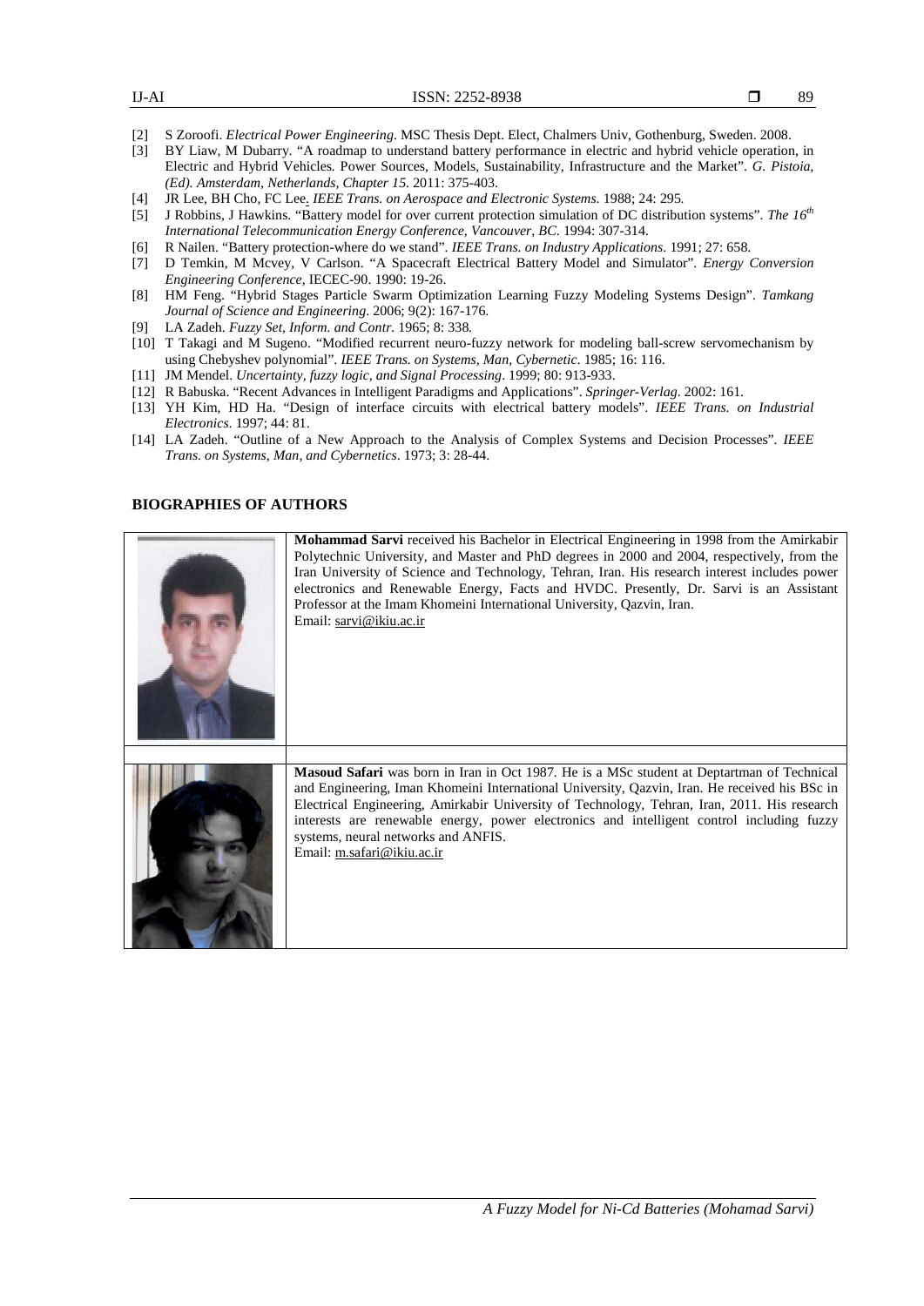[2] S Zoroofi. *Electrical Power Engineering*. MSC Thesis Dept. Elect, Chalmers Univ, Gothenburg, Sweden. 2008.

[3] BY Liaw, M Dubarry. "A roadmap to understand battery performance in electric and hybrid vehicle operation, in Electric and Hybrid Vehicles. Power Sources, Models, Sustainability, Infrastructure and the Market". *G. Pistoia, (Ed). Amsterdam, Netherlands, Chapter 15*. 2011: 375-403.

[4] JR Lee, BH Cho, FC Lee. *IEEE Trans. on Aerospace and Electronic Systems*. 1988; 24: 295.

[5] J Robbins, J Hawkins. "Battery model for over current protection simulation of DC distribution systems". *The 16th International Telecommunication Energy Conference, Vancouver, BC*. 1994: 307-314.

[6] R Nailen. "Battery protection-where do we stand". *IEEE Trans. on Industry Applications*. 1991; 27: 658.

[7] D Temkin, M Mcvey, V Carlson. "A Spacecraft Electrical Battery Model and Simulator". *Energy Conversion Engineering Conference*, IECEC-90. 1990: 19-26.

[8] HM Feng. "Hybrid Stages Particle Swarm Optimization Learning Fuzzy Modeling Systems Design". *Tamkang Journal of Science and Engineering*. 2006; 9(2): 167-176.

[9] LA Zadeh. *Fuzzy Set, Inform. and Contr.* 1965; 8: 338.

[10] T Takagi and M Sugeno. "Modified recurrent neuro-fuzzy network for modeling ball-screw servomechanism by using Chebyshev polynomial". *IEEE Trans. on Systems, Man, Cybernetic*. 1985; 16: 116.

[11] JM Mendel. *Uncertainty, fuzzy logic, and Signal Processing*. 1999; 80: 913-933.

[12] R Babuska. "Recent Advances in Intelligent Paradigms and Applications". *Springer-Verlag*. 2002: 161.

[13] YH Kim, HD Ha. "Design of interface circuits with electrical battery models". *IEEE Trans. on Industrial Electronics*. 1997; 44: 81.

[14] LA Zadeh. "Outline of a New Approach to the Analysis of Complex Systems and Decision Processes". *IEEE Trans. on Systems, Man, and Cybernetics*. 1973; 3: 28-44.

## BIOGRAPHIES OF AUTHORS

**Mohammad Sarvi** received his Bachelor in Electrical Engineering in 1998 from the Amirkabir Polytechnic University, and Master and PhD degrees in 2000 and 2004, respectively, from the Iran University of Science and Technology, Tehran, Iran. His research interest includes power electronics and Renewable Energy, Facts and HVDC. Presently, Dr. Sarvi is an Assistant Professor at the Imam Khomeini International University, Qazvin, Iran.
Email: sarvi@ikiu.ac.ir

**Masoud Safari** was born in Iran in Oct 1987. He is a MSc student at Deptartman of Technical and Engineering, Iman Khomeini International University, Qazvin, Iran. He received his BSc in Electrical Engineering, Amirkabir University of Technology, Tehran, Iran, 2011. His research interests are renewable energy, power electronics and intelligent control including fuzzy systems, neural networks and ANFIS.
Email: m.safari@ikiu.ac.ir